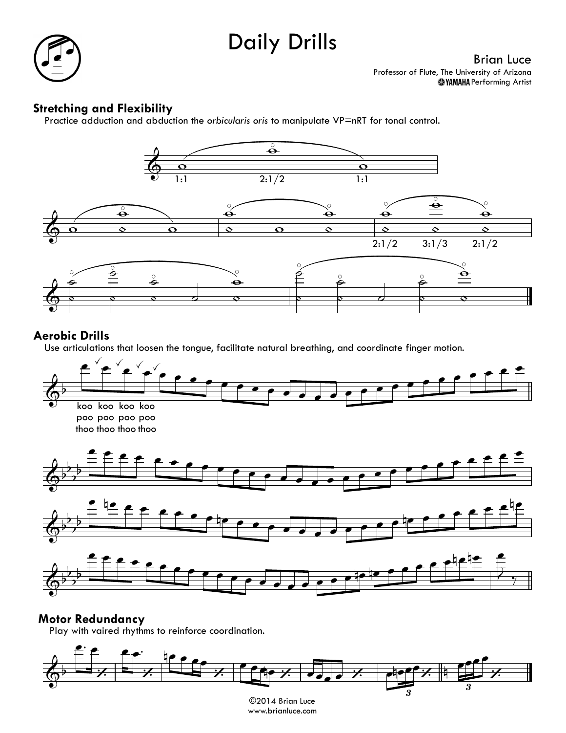# Daily Drills

Brian Luce

Professor of Flute, The University of Arizona
YAMAHA Performing Artist

## Stretching and Flexibility

Practice adduction and abduction the *orbicularis oris* to manipulate VP=nRT for tonal control.

1:1 2:1/2 1:1

2:1/2 3:1/3 2:1/2

## Aerobic Drills

Use articulations that loosen the tongue, facilitate natural breathing, and coordinate finger motion.

koo koo koo koo
poo poo poo poo
thoo thoo thoo thoo

## Motor Redundancy

Play with vaired rhythms to reinforce coordination.

©2014 Brian Luce
www.brianluce.com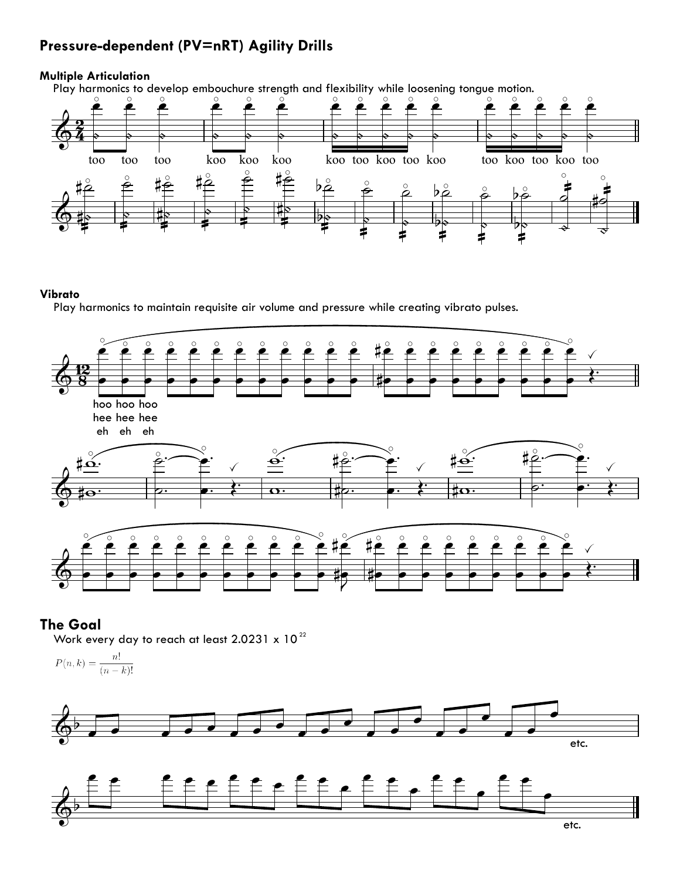## Pressure-dependent (PV=nRT) Agility Drills

### Multiple Articulation

Play harmonics to develop embouchure strength and flexibility while loosening tongue motion.

too too too koo koo koo koo too koo too koo too koo too koo too

### Vibrato

Play harmonics to maintain requisite air volume and pressure while creating vibrato pulses.

hoo hoo hoo
hee hee hee
eh eh eh

## The Goal

Work every day to reach at least $2.0231 \times 10^{22}$

$$P(n,k) = \frac{n!}{(n-k)!}$$

etc.

etc.